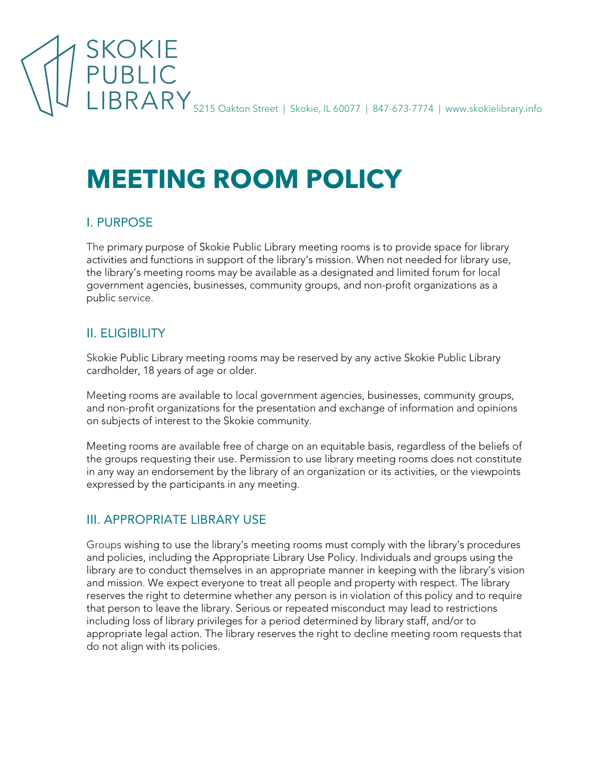SKOKIE PUBLIC LIBRARY 5215 Oakton Street | Skokie, IL 60077 | 847-673-7774 | www.skokielibrary.info

# MEETING ROOM POLICY

## I. PURPOSE

The primary purpose of Skokie Public Library meeting rooms is to provide space for library activities and functions in support of the library's mission. When not needed for library use, the library's meeting rooms may be available as a designated and limited forum for local government agencies, businesses, community groups, and non-profit organizations as a public service.

## II. ELIGIBILITY

Skokie Public Library meeting rooms may be reserved by any active Skokie Public Library cardholder, 18 years of age or older.

Meeting rooms are available to local government agencies, businesses, community groups, and non-profit organizations for the presentation and exchange of information and opinions on subjects of interest to the Skokie community.

Meeting rooms are available free of charge on an equitable basis, regardless of the beliefs of the groups requesting their use. Permission to use library meeting rooms does not constitute in any way an endorsement by the library of an organization or its activities, or the viewpoints expressed by the participants in any meeting.

## III. APPROPRIATE LIBRARY USE

Groups wishing to use the library's meeting rooms must comply with the library's procedures and policies, including the Appropriate Library Use Policy. Individuals and groups using the library are to conduct themselves in an appropriate manner in keeping with the library's vision and mission. We expect everyone to treat all people and property with respect. The library reserves the right to determine whether any person is in violation of this policy and to require that person to leave the library. Serious or repeated misconduct may lead to restrictions including loss of library privileges for a period determined by library staff, and/or to appropriate legal action. The library reserves the right to decline meeting room requests that do not align with its policies.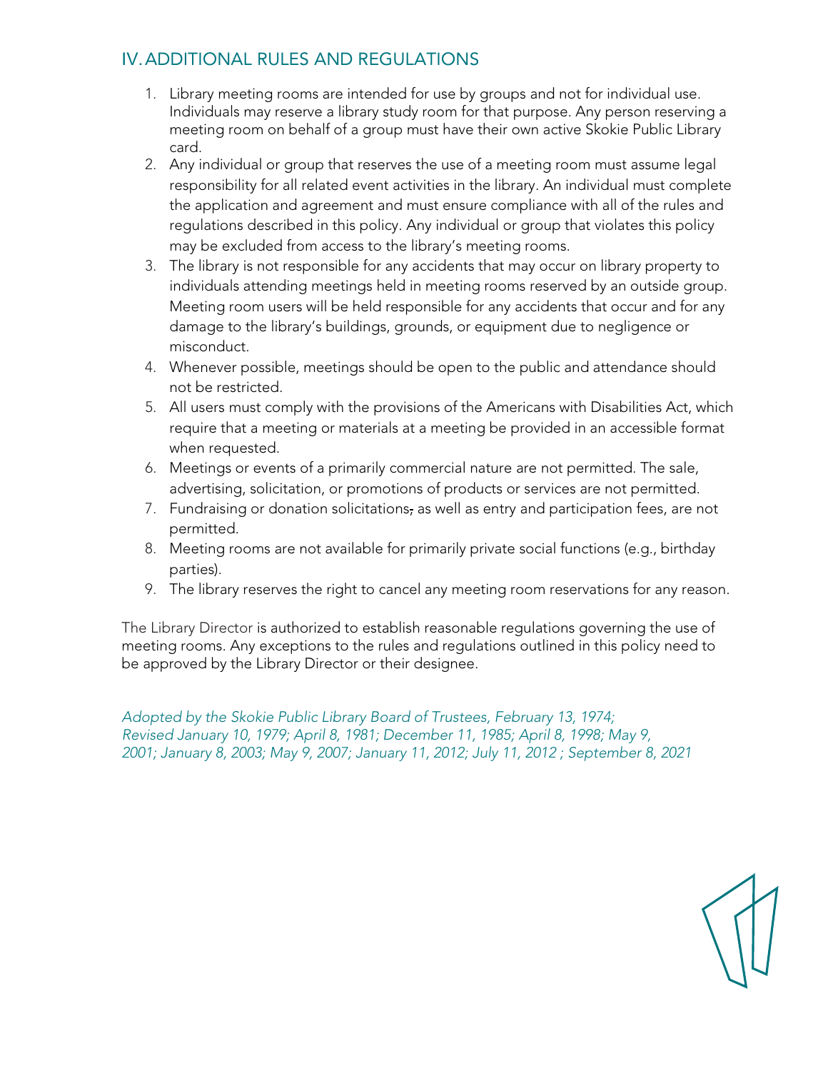## IV. ADDITIONAL RULES AND REGULATIONS

1. Library meeting rooms are intended for use by groups and not for individual use. Individuals may reserve a library study room for that purpose. Any person reserving a meeting room on behalf of a group must have their own active Skokie Public Library card.
2. Any individual or group that reserves the use of a meeting room must assume legal responsibility for all related event activities in the library. An individual must complete the application and agreement and must ensure compliance with all of the rules and regulations described in this policy. Any individual or group that violates this policy may be excluded from access to the library's meeting rooms.
3. The library is not responsible for any accidents that may occur on library property to individuals attending meetings held in meeting rooms reserved by an outside group. Meeting room users will be held responsible for any accidents that occur and for any damage to the library's buildings, grounds, or equipment due to negligence or misconduct.
4. Whenever possible, meetings should be open to the public and attendance should not be restricted.
5. All users must comply with the provisions of the Americans with Disabilities Act, which require that a meeting or materials at a meeting be provided in an accessible format when requested.
6. Meetings or events of a primarily commercial nature are not permitted. The sale, advertising, solicitation, or promotions of products or services are not permitted.
7. Fundraising or donation solicitations~~,~~ as well as entry and participation fees, are not permitted.
8. Meeting rooms are not available for primarily private social functions (e.g., birthday parties).
9. The library reserves the right to cancel any meeting room reservations for any reason.

The Library Director is authorized to establish reasonable regulations governing the use of meeting rooms. Any exceptions to the rules and regulations outlined in this policy need to be approved by the Library Director or their designee.

*Adopted by the Skokie Public Library Board of Trustees, February 13, 1974;*
*Revised January 10, 1979; April 8, 1981; December 11, 1985; April 8, 1998; May 9, 2001; January 8, 2003; May 9, 2007; January 11, 2012; July 11, 2012 ; September 8, 2021*